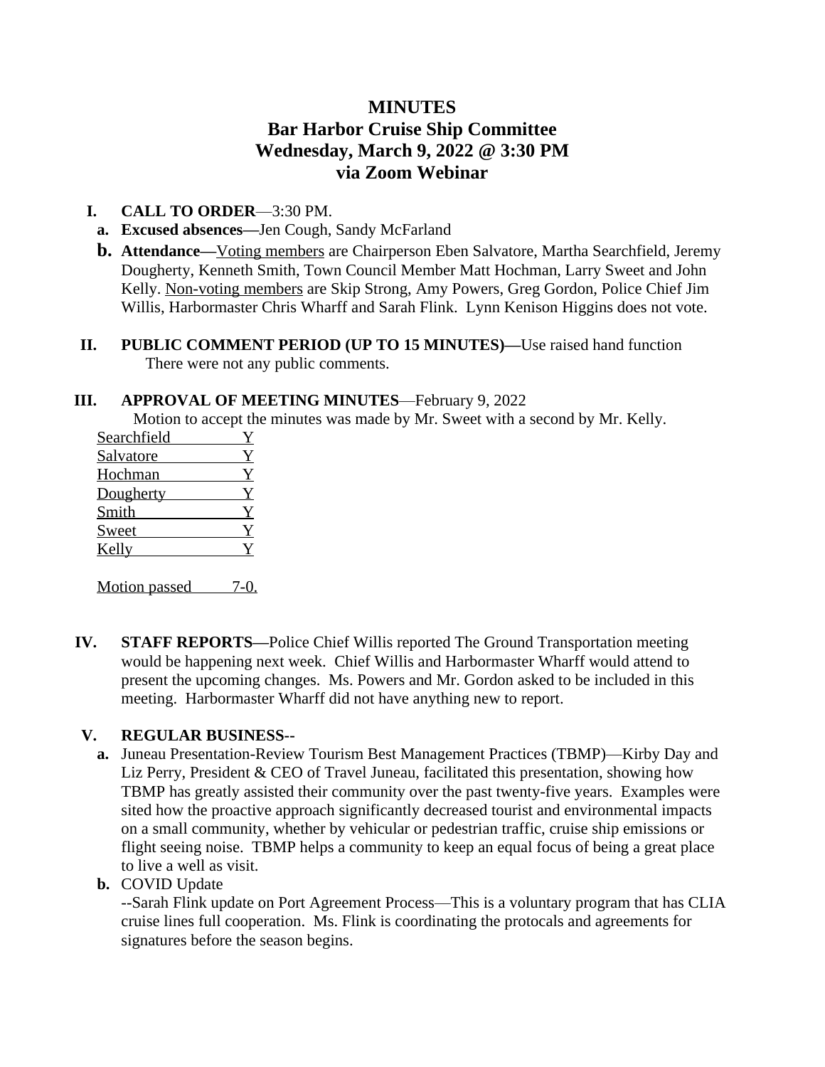# MINUTES
## Bar Harbor Cruise Ship Committee
## Wednesday, March 9, 2022 @ 3:30 PM
## via Zoom Webinar

**I. CALL TO ORDER**—3:30 PM.

a. **Excused absences—**Jen Cough, Sandy McFarland

b. **Attendance—**Voting members are Chairperson Eben Salvatore, Martha Searchfield, Jeremy Dougherty, Kenneth Smith, Town Council Member Matt Hochman, Larry Sweet and John Kelly. Non-voting members are Skip Strong, Amy Powers, Greg Gordon, Police Chief Jim Willis, Harbormaster Chris Wharff and Sarah Flink. Lynn Kenison Higgins does not vote.

**II. PUBLIC COMMENT PERIOD (UP TO 15 MINUTES)—**Use raised hand function
There were not any public comments.

**III. APPROVAL OF MEETING MINUTES**—February 9, 2022
Motion to accept the minutes was made by Mr. Sweet with a second by Mr. Kelly.

| | |
|---|---|
| Searchfield | Y |
| Salvatore | Y |
| Hochman | Y |
| Dougherty | Y |
| Smith | Y |
| Sweet | Y |
| Kelly | Y |

Motion passed 7-0.

**IV. STAFF REPORTS—**Police Chief Willis reported The Ground Transportation meeting would be happening next week. Chief Willis and Harbormaster Wharff would attend to present the upcoming changes. Ms. Powers and Mr. Gordon asked to be included in this meeting. Harbormaster Wharff did not have anything new to report.

**V. REGULAR BUSINESS--**

a. Juneau Presentation-Review Tourism Best Management Practices (TBMP)—Kirby Day and Liz Perry, President & CEO of Travel Juneau, facilitated this presentation, showing how TBMP has greatly assisted their community over the past twenty-five years. Examples were sited how the proactive approach significantly decreased tourist and environmental impacts on a small community, whether by vehicular or pedestrian traffic, cruise ship emissions or flight seeing noise. TBMP helps a community to keep an equal focus of being a great place to live a well as visit.

b. COVID Update
--Sarah Flink update on Port Agreement Process—This is a voluntary program that has CLIA cruise lines full cooperation. Ms. Flink is coordinating the protocals and agreements for signatures before the season begins.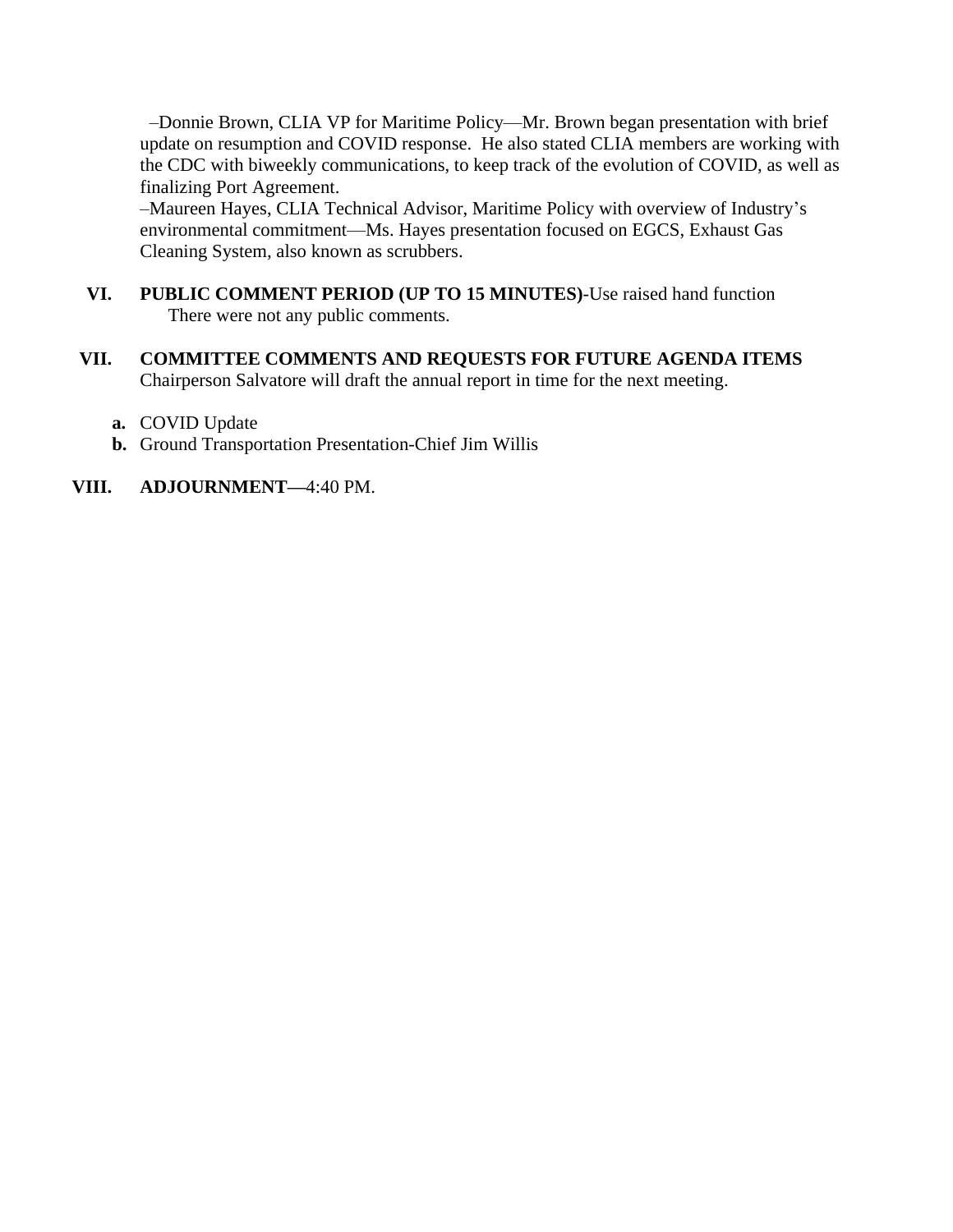–Donnie Brown, CLIA VP for Maritime Policy—Mr. Brown began presentation with brief update on resumption and COVID response. He also stated CLIA members are working with the CDC with biweekly communications, to keep track of the evolution of COVID, as well as finalizing Port Agreement.

–Maureen Hayes, CLIA Technical Advisor, Maritime Policy with overview of Industry's environmental commitment—Ms. Hayes presentation focused on EGCS, Exhaust Gas Cleaning System, also known as scrubbers.

**VI. PUBLIC COMMENT PERIOD (UP TO 15 MINUTES)**-Use raised hand function

There were not any public comments.

**VII. COMMITTEE COMMENTS AND REQUESTS FOR FUTURE AGENDA ITEMS**

Chairperson Salvatore will draft the annual report in time for the next meeting.

**a.** COVID Update

**b.** Ground Transportation Presentation-Chief Jim Willis

**VIII. ADJOURNMENT—**4:40 PM.